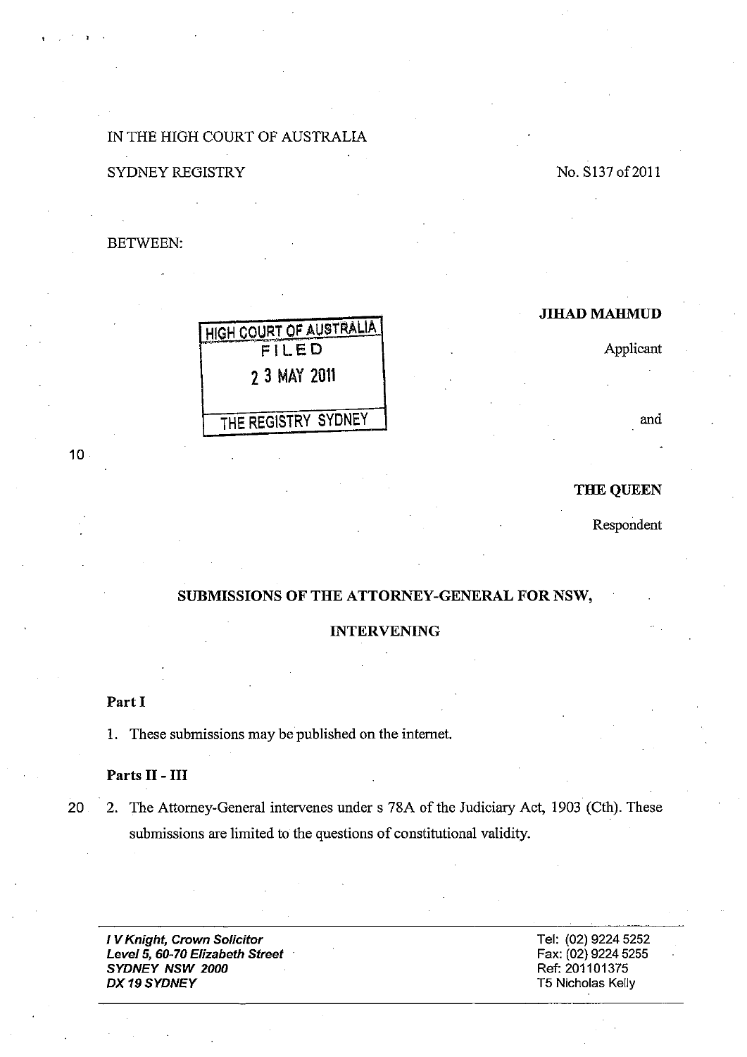IN THE HIGH COURT OF AUSTRALIA

SYDNEY REGISTRY

No. S137 of 2011

BETWEEN:

HIGH COURT OF AUSTRALIA
FILED
2 3 MAY 2011
THE REGISTRY SYDNEY

**JIHAD MAHMUD**

Applicant

and

**THE QUEEN**

Respondent

**SUBMISSIONS OF THE ATTORNEY-GENERAL FOR NSW,**

**INTERVENING**

**Part I**

1. These submissions may be published on the internet.

**Parts II - III**

2. The Attorney-General intervenes under s 78A of the Judiciary Act, 1903 (Cth). These submissions are limited to the questions of constitutional validity.

***I V Knight, Crown Solicitor***
***Level 5, 60-70 Elizabeth Street***
***SYDNEY NSW 2000***
***DX 19 SYDNEY***

Tel: (02) 9224 5252
Fax: (02) 9224 5255
Ref: 201101375
T5 Nicholas Kelly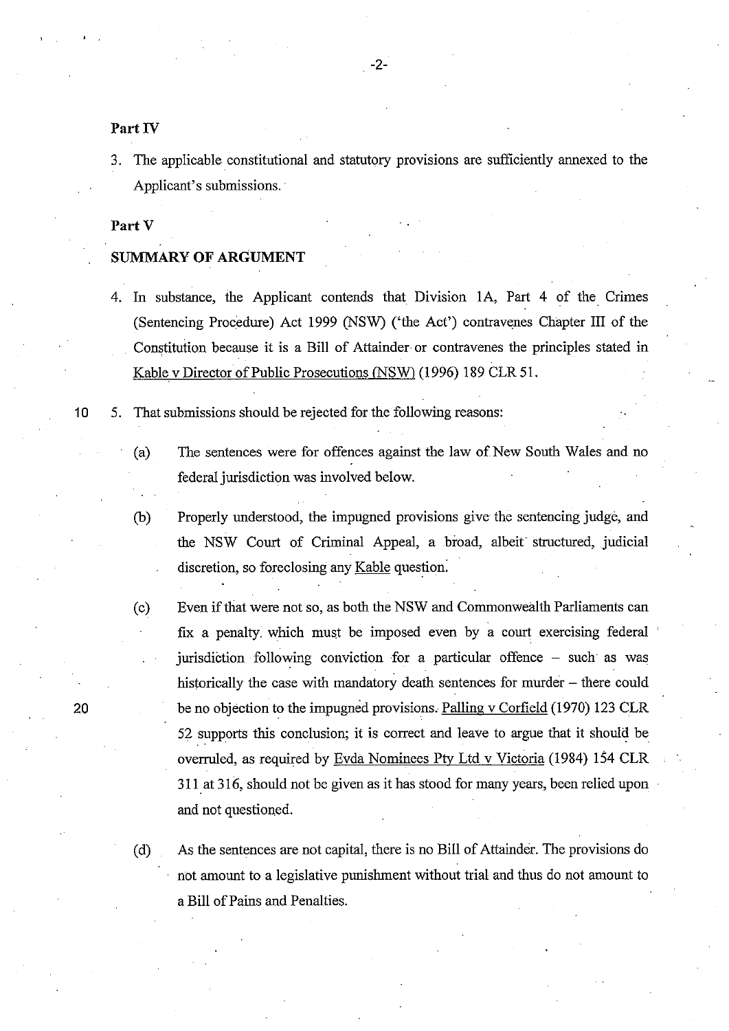**Part IV**

3. The applicable constitutional and statutory provisions are sufficiently annexed to the Applicant's submissions.

**Part V**

**SUMMARY OF ARGUMENT**

4. In substance, the Applicant contends that Division 1A, Part 4 of the Crimes (Sentencing Procedure) Act 1999 (NSW) ('the Act') contravenes Chapter III of the Constitution because it is a Bill of Attainder or contravenes the principles stated in Kable v Director of Public Prosecutions (NSW) (1996) 189 CLR 51.

5. That submissions should be rejected for the following reasons:

   (a) The sentences were for offences against the law of New South Wales and no federal jurisdiction was involved below.

   (b) Properly understood, the impugned provisions give the sentencing judge, and the NSW Court of Criminal Appeal, a broad, albeit structured, judicial discretion, so foreclosing any Kable question.

   (c) Even if that were not so, as both the NSW and Commonwealth Parliaments can fix a penalty which must be imposed even by a court exercising federal jurisdiction following conviction for a particular offence – such as was historically the case with mandatory death sentences for murder – there could be no objection to the impugned provisions. Palling v Corfield (1970) 123 CLR 52 supports this conclusion; it is correct and leave to argue that it should be overruled, as required by Evda Nominees Pty Ltd v Victoria (1984) 154 CLR 311 at 316, should not be given as it has stood for many years, been relied upon and not questioned.

   (d) As the sentences are not capital, there is no Bill of Attainder. The provisions do not amount to a legislative punishment without trial and thus do not amount to a Bill of Pains and Penalties.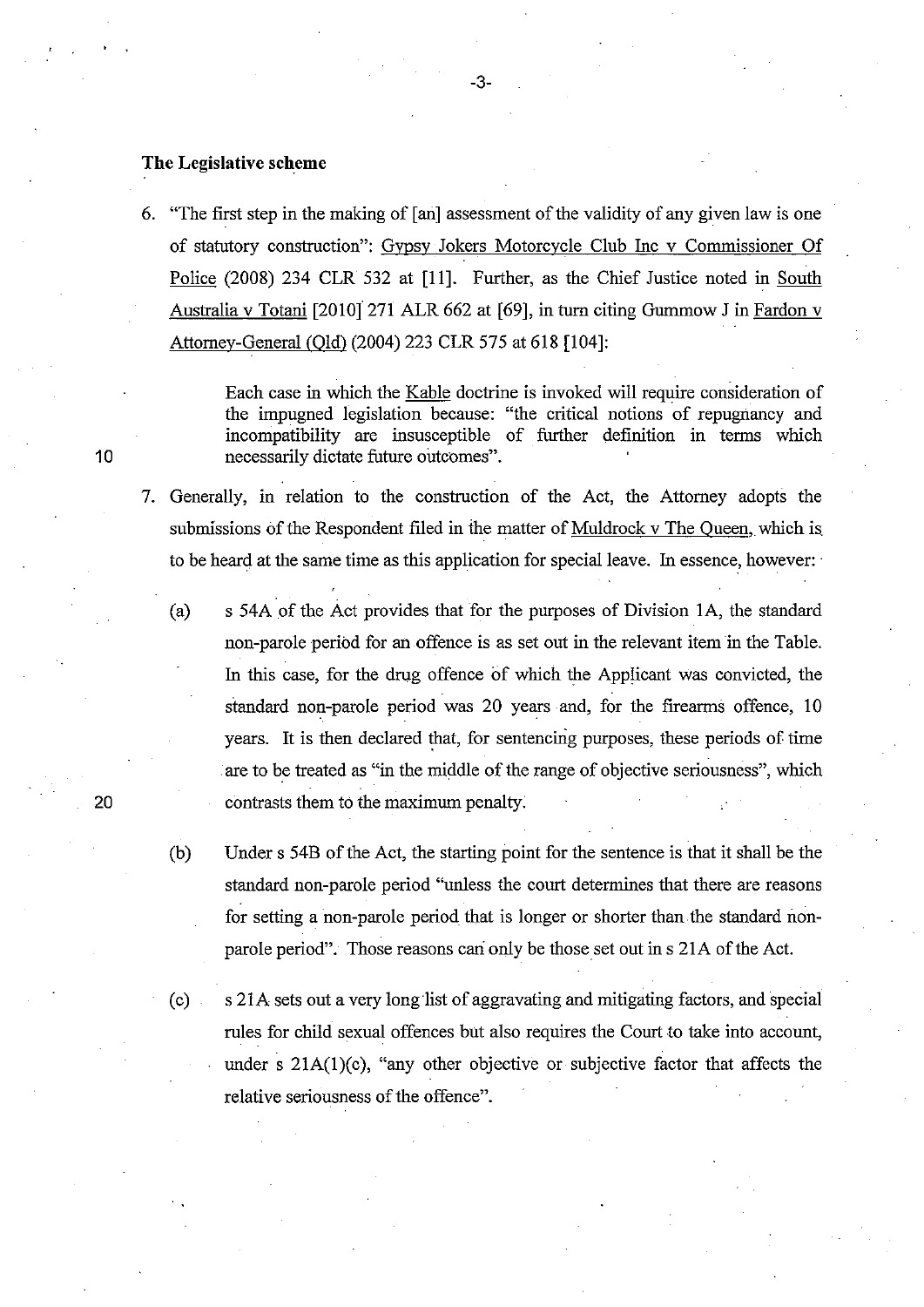**The Legislative scheme**

6. "The first step in the making of [an] assessment of the validity of any given law is one of statutory construction": Gypsy Jokers Motorcycle Club Inc v Commissioner Of Police (2008) 234 CLR 532 at [11]. Further, as the Chief Justice noted in South Australia v Totani [2010] 271 ALR 662 at [69], in turn citing Gummow J in Fardon v Attorney-General (Qld) (2004) 223 CLR 575 at 618 [104]:

   > Each case in which the Kable doctrine is invoked will require consideration of the impugned legislation because: "the critical notions of repugnancy and incompatibility are insusceptible of further definition in terms which necessarily dictate future outcomes".

7. Generally, in relation to the construction of the Act, the Attorney adopts the submissions of the Respondent filed in the matter of Muldrock v The Queen, which is to be heard at the same time as this application for special leave. In essence, however:

   (a) s 54A of the Act provides that for the purposes of Division 1A, the standard non-parole period for an offence is as set out in the relevant item in the Table. In this case, for the drug offence of which the Applicant was convicted, the standard non-parole period was 20 years and, for the firearms offence, 10 years. It is then declared that, for sentencing purposes, these periods of time are to be treated as "in the middle of the range of objective seriousness", which contrasts them to the maximum penalty.

   (b) Under s 54B of the Act, the starting point for the sentence is that it shall be the standard non-parole period "unless the court determines that there are reasons for setting a non-parole period that is longer or shorter than the standard non-parole period". Those reasons can only be those set out in s 21A of the Act.

   (c) s 21A sets out a very long list of aggravating and mitigating factors, and special rules for child sexual offences but also requires the Court to take into account, under s 21A(1)(c), "any other objective or subjective factor that affects the relative seriousness of the offence".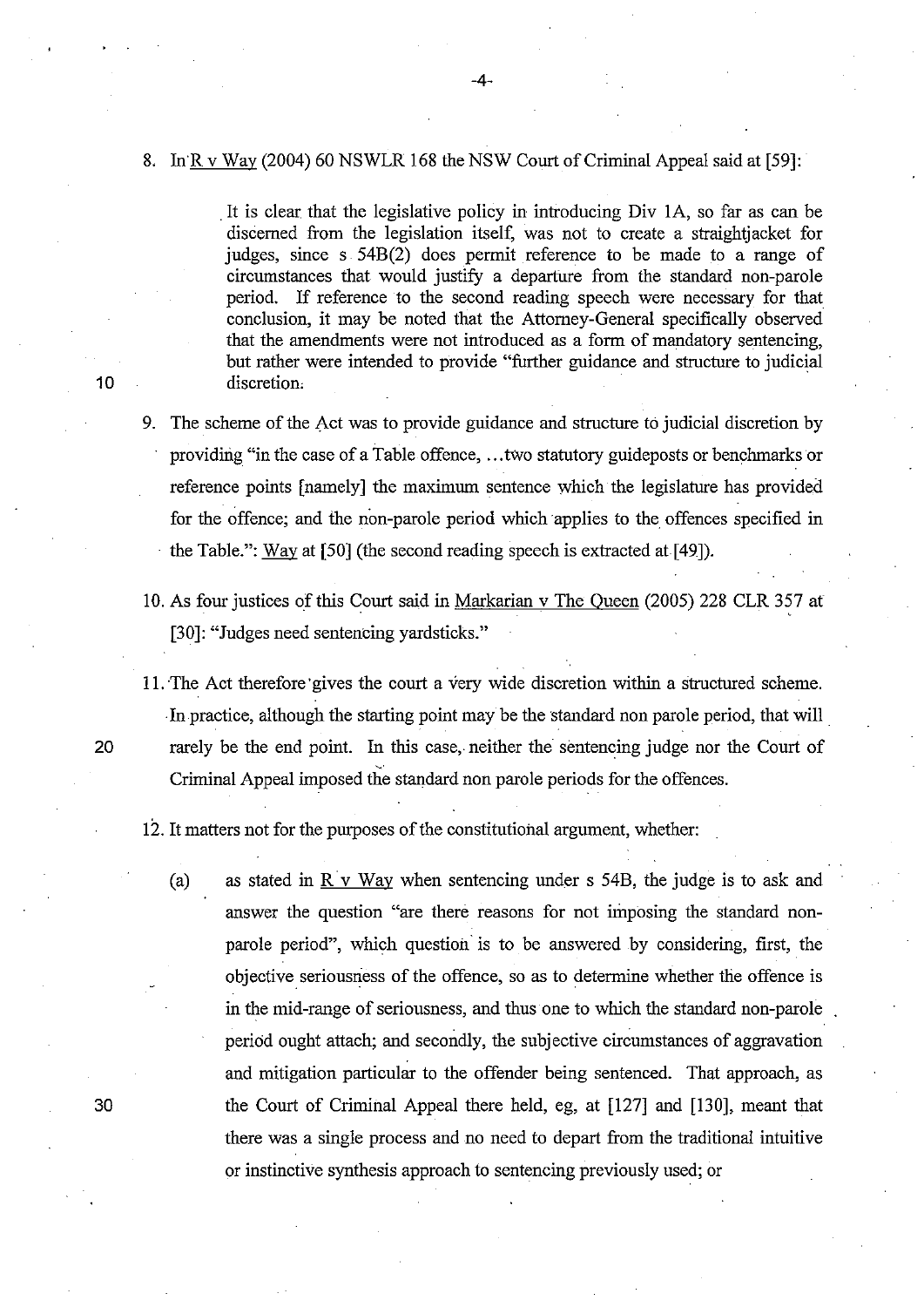8. In R v Way (2004) 60 NSWLR 168 the NSW Court of Criminal Appeal said at [59]:

> It is clear that the legislative policy in introducing Div 1A, so far as can be discerned from the legislation itself, was not to create a straightjacket for judges, since s 54B(2) does permit reference to be made to a range of circumstances that would justify a departure from the standard non-parole period. If reference to the second reading speech were necessary for that conclusion, it may be noted that the Attorney-General specifically observed that the amendments were not introduced as a form of mandatory sentencing, but rather were intended to provide "further guidance and structure to judicial discretion.

9. The scheme of the Act was to provide guidance and structure to judicial discretion by providing "in the case of a Table offence, …two statutory guideposts or benchmarks or reference points [namely] the maximum sentence which the legislature has provided for the offence; and the non-parole period which applies to the offences specified in the Table.": Way at [50] (the second reading speech is extracted at [49]).

10. As four justices of this Court said in Markarian v The Queen (2005) 228 CLR 357 at [30]: "Judges need sentencing yardsticks."

11. The Act therefore gives the court a very wide discretion within a structured scheme. In practice, although the starting point may be the standard non parole period, that will rarely be the end point. In this case, neither the sentencing judge nor the Court of Criminal Appeal imposed the standard non parole periods for the offences.

12. It matters not for the purposes of the constitutional argument, whether:

    (a) as stated in R v Way when sentencing under s 54B, the judge is to ask and answer the question "are there reasons for not imposing the standard non-parole period", which question is to be answered by considering, first, the objective seriousness of the offence, so as to determine whether the offence is in the mid-range of seriousness, and thus one to which the standard non-parole period ought attach; and secondly, the subjective circumstances of aggravation and mitigation particular to the offender being sentenced. That approach, as the Court of Criminal Appeal there held, eg, at [127] and [130], meant that there was a single process and no need to depart from the traditional intuitive or instinctive synthesis approach to sentencing previously used; or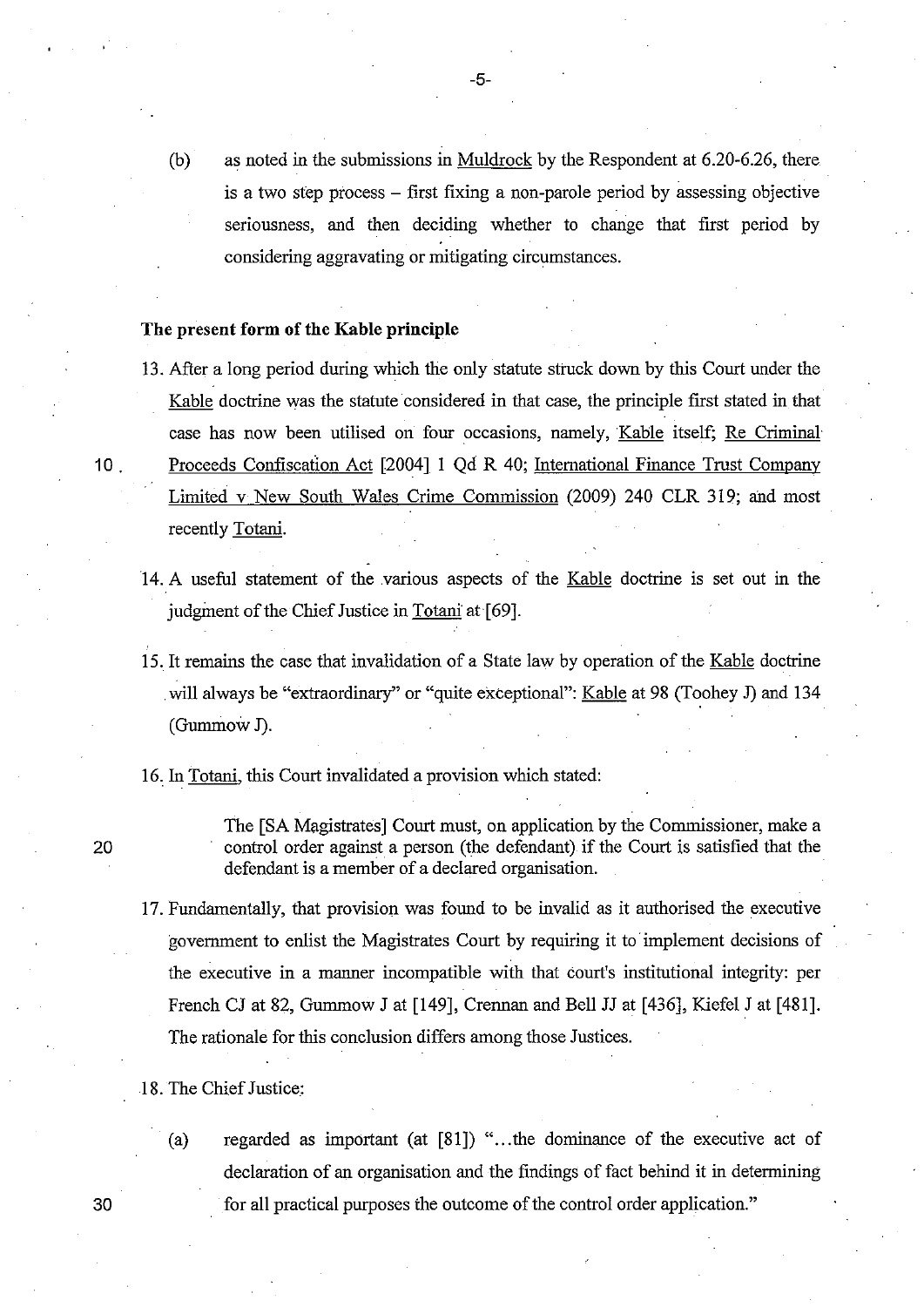(b) as noted in the submissions in Muldrock by the Respondent at 6.20-6.26, there is a two step process – first fixing a non-parole period by assessing objective seriousness, and then deciding whether to change that first period by considering aggravating or mitigating circumstances.

**The present form of the Kable principle**

13. After a long period during which the only statute struck down by this Court under the Kable doctrine was the statute considered in that case, the principle first stated in that case has now been utilised on four occasions, namely, Kable itself; Re Criminal Proceeds Confiscation Act [2004] 1 Qd R 40; International Finance Trust Company Limited v New South Wales Crime Commission (2009) 240 CLR 319; and most recently Totani.

14. A useful statement of the various aspects of the Kable doctrine is set out in the judgment of the Chief Justice in Totani at [69].

15. It remains the case that invalidation of a State law by operation of the Kable doctrine will always be "extraordinary" or "quite exceptional": Kable at 98 (Toohey J) and 134 (Gummow J).

16. In Totani, this Court invalidated a provision which stated:

> The [SA Magistrates] Court must, on application by the Commissioner, make a control order against a person (the defendant) if the Court is satisfied that the defendant is a member of a declared organisation.

17. Fundamentally, that provision was found to be invalid as it authorised the executive government to enlist the Magistrates Court by requiring it to implement decisions of the executive in a manner incompatible with that court's institutional integrity: per French CJ at 82, Gummow J at [149], Crennan and Bell JJ at [436], Kiefel J at [481]. The rationale for this conclusion differs among those Justices.

18. The Chief Justice:

(a) regarded as important (at [81]) "...the dominance of the executive act of declaration of an organisation and the findings of fact behind it in determining for all practical purposes the outcome of the control order application."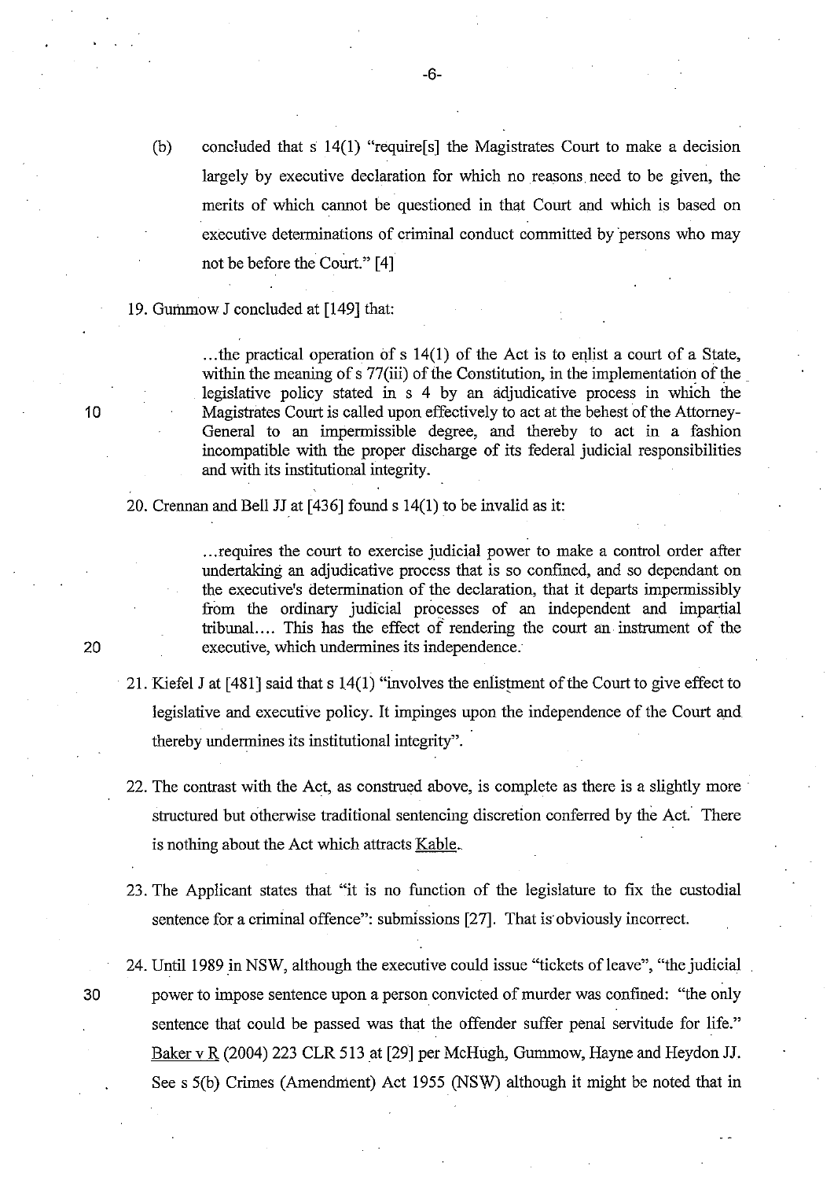(b) concluded that s 14(1) "require[s] the Magistrates Court to make a decision largely by executive declaration for which no reasons need to be given, the merits of which cannot be questioned in that Court and which is based on executive determinations of criminal conduct committed by persons who may not be before the Court." [4]

19. Gummow J concluded at [149] that:

> ...the practical operation of s 14(1) of the Act is to enlist a court of a State, within the meaning of s 77(iii) of the Constitution, in the implementation of the legislative policy stated in s 4 by an adjudicative process in which the Magistrates Court is called upon effectively to act at the behest of the Attorney-General to an impermissible degree, and thereby to act in a fashion incompatible with the proper discharge of its federal judicial responsibilities and with its institutional integrity.

20. Crennan and Bell JJ at [436] found s 14(1) to be invalid as it:

> ...requires the court to exercise judicial power to make a control order after undertaking an adjudicative process that is so confined, and so dependant on the executive's determination of the declaration, that it departs impermissibly from the ordinary judicial processes of an independent and impartial tribunal.... This has the effect of rendering the court an instrument of the executive, which undermines its independence.

21. Kiefel J at [481] said that s 14(1) "involves the enlistment of the Court to give effect to legislative and executive policy. It impinges upon the independence of the Court and thereby undermines its institutional integrity".

22. The contrast with the Act, as construed above, is complete as there is a slightly more structured but otherwise traditional sentencing discretion conferred by the Act. There is nothing about the Act which attracts Kable.

23. The Applicant states that "it is no function of the legislature to fix the custodial sentence for a criminal offence": submissions [27]. That is obviously incorrect.

24. Until 1989 in NSW, although the executive could issue "tickets of leave", "the judicial power to impose sentence upon a person convicted of murder was confined: "the only sentence that could be passed was that the offender suffer penal servitude for life." Baker v R (2004) 223 CLR 513 at [29] per McHugh, Gummow, Hayne and Heydon JJ. See s 5(b) Crimes (Amendment) Act 1955 (NSW) although it might be noted that in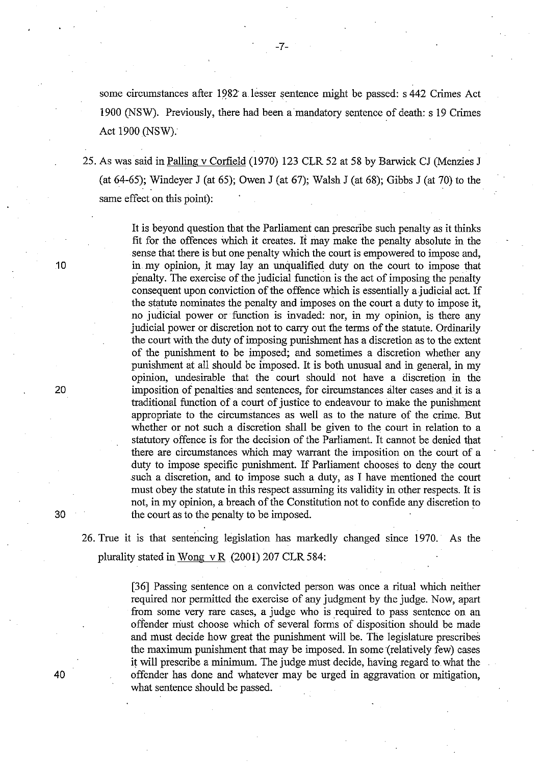some circumstances after 1982 a lesser sentence might be passed: s 442 Crimes Act 1900 (NSW). Previously, there had been a mandatory sentence of death: s 19 Crimes Act 1900 (NSW).

25. As was said in Palling v Corfield (1970) 123 CLR 52 at 58 by Barwick CJ (Menzies J (at 64-65); Windeyer J (at 65); Owen J (at 67); Walsh J (at 68); Gibbs J (at 70) to the same effect on this point):

> It is beyond question that the Parliament can prescribe such penalty as it thinks fit for the offences which it creates. It may make the penalty absolute in the sense that there is but one penalty which the court is empowered to impose and, in my opinion, it may lay an unqualified duty on the court to impose that penalty. The exercise of the judicial function is the act of imposing the penalty consequent upon conviction of the offence which is essentially a judicial act. If the statute nominates the penalty and imposes on the court a duty to impose it, no judicial power or function is invaded: nor, in my opinion, is there any judicial power or discretion not to carry out the terms of the statute. Ordinarily the court with the duty of imposing punishment has a discretion as to the extent of the punishment to be imposed; and sometimes a discretion whether any punishment at all should be imposed. It is both unusual and in general, in my opinion, undesirable that the court should not have a discretion in the imposition of penalties and sentences, for circumstances alter cases and it is a traditional function of a court of justice to endeavour to make the punishment appropriate to the circumstances as well as to the nature of the crime. But whether or not such a discretion shall be given to the court in relation to a statutory offence is for the decision of the Parliament. It cannot be denied that there are circumstances which may warrant the imposition on the court of a duty to impose specific punishment. If Parliament chooses to deny the court such a discretion, and to impose such a duty, as I have mentioned the court must obey the statute in this respect assuming its validity in other respects. It is not, in my opinion, a breach of the Constitution not to confide any discretion to the court as to the penalty to be imposed.

26. True it is that sentencing legislation has markedly changed since 1970. As the plurality stated in Wong v R (2001) 207 CLR 584:

> [36] Passing sentence on a convicted person was once a ritual which neither required nor permitted the exercise of any judgment by the judge. Now, apart from some very rare cases, a judge who is required to pass sentence on an offender must choose which of several forms of disposition should be made and must decide how great the punishment will be. The legislature prescribes the maximum punishment that may be imposed. In some (relatively few) cases it will prescribe a minimum. The judge must decide, having regard to what the offender has done and whatever may be urged in aggravation or mitigation, what sentence should be passed.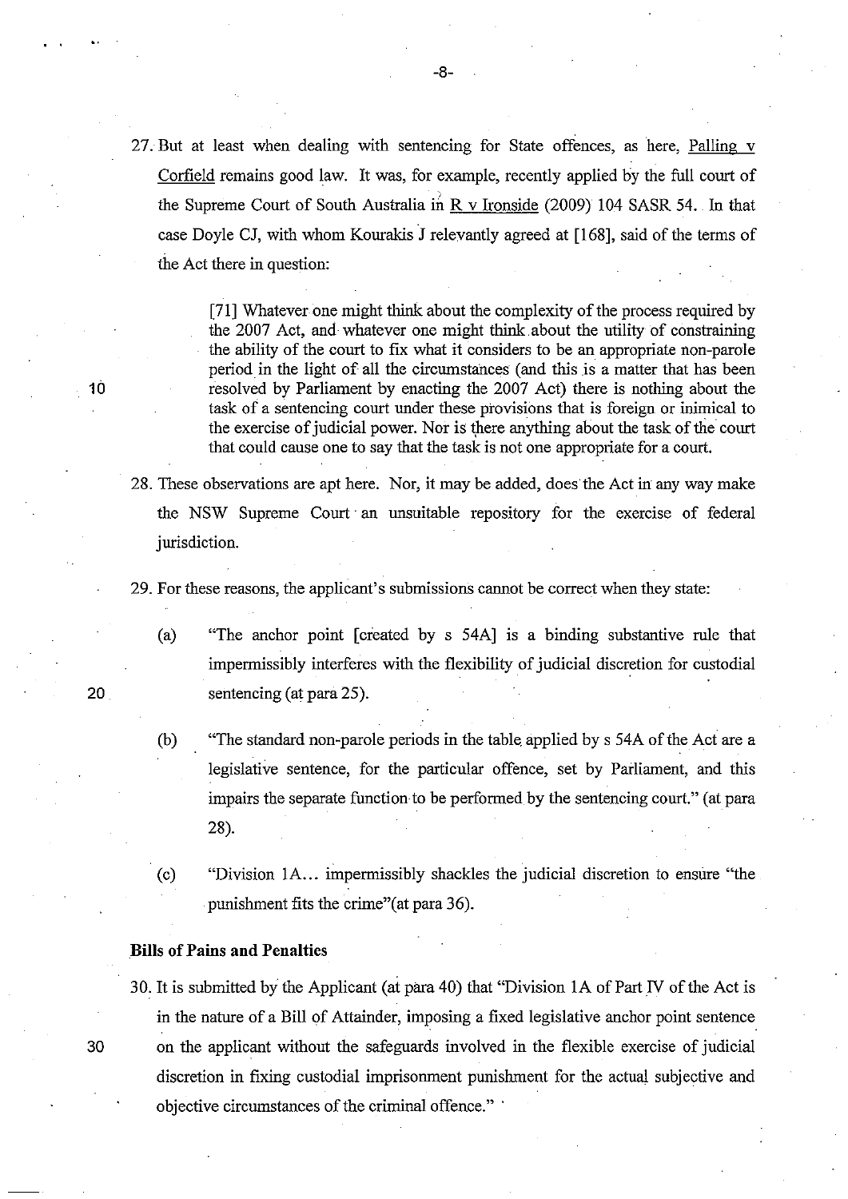27. But at least when dealing with sentencing for State offences, as here, Palling v Corfield remains good law. It was, for example, recently applied by the full court of the Supreme Court of South Australia in R v Ironside (2009) 104 SASR 54. In that case Doyle CJ, with whom Kourakis J relevantly agreed at [168], said of the terms of the Act there in question:

> [71] Whatever one might think about the complexity of the process required by the 2007 Act, and whatever one might think about the utility of constraining the ability of the court to fix what it considers to be an appropriate non-parole period in the light of all the circumstances (and this is a matter that has been resolved by Parliament by enacting the 2007 Act) there is nothing about the task of a sentencing court under these provisions that is foreign or inimical to the exercise of judicial power. Nor is there anything about the task of the court that could cause one to say that the task is not one appropriate for a court.

28. These observations are apt here. Nor, it may be added, does the Act in any way make the NSW Supreme Court an unsuitable repository for the exercise of federal jurisdiction.

29. For these reasons, the applicant's submissions cannot be correct when they state:

    (a) "The anchor point [created by s 54A] is a binding substantive rule that impermissibly interferes with the flexibility of judicial discretion for custodial sentencing (at para 25).

    (b) "The standard non-parole periods in the table applied by s 54A of the Act are a legislative sentence, for the particular offence, set by Parliament, and this impairs the separate function to be performed by the sentencing court." (at para 28).

    (c) "Division 1A… impermissibly shackles the judicial discretion to ensure "the punishment fits the crime"(at para 36).

**Bills of Pains and Penalties**

30. It is submitted by the Applicant (at para 40) that "Division 1A of Part IV of the Act is in the nature of a Bill of Attainder, imposing a fixed legislative anchor point sentence on the applicant without the safeguards involved in the flexible exercise of judicial discretion in fixing custodial imprisonment punishment for the actual subjective and objective circumstances of the criminal offence."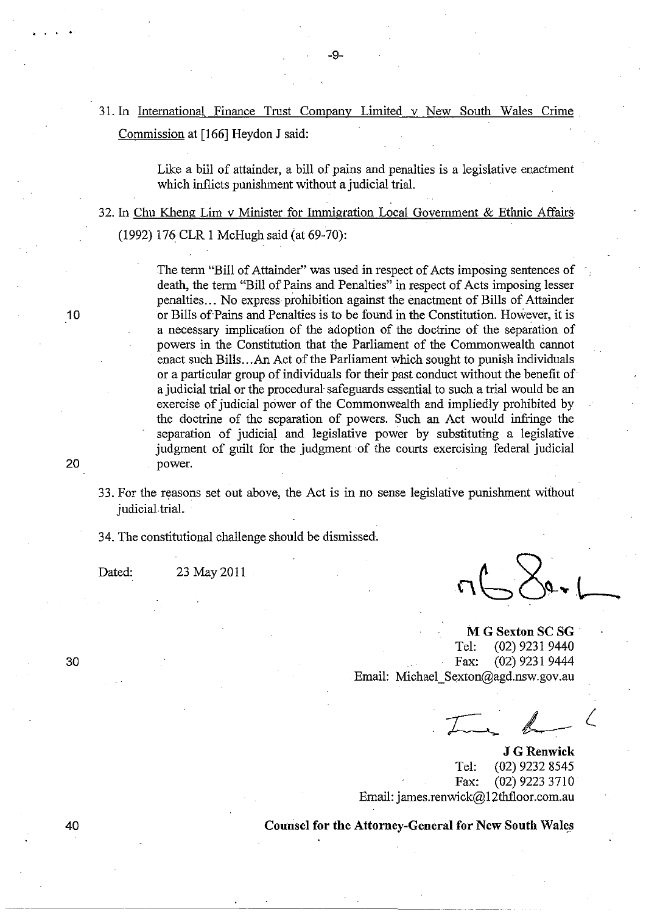31. In <u>International Finance Trust Company Limited v New South Wales Crime Commission</u> at [166] Heydon J said:

> Like a bill of attainder, a bill of pains and penalties is a legislative enactment which inflicts punishment without a judicial trial.

32. In <u>Chu Kheng Lim v Minister for Immigration Local Government & Ethnic Affairs</u> (1992) 176 CLR 1 McHugh said (at 69-70):

> The term "Bill of Attainder" was used in respect of Acts imposing sentences of death, the term "Bill of Pains and Penalties" in respect of Acts imposing lesser penalties... No express prohibition against the enactment of Bills of Attainder or Bills of Pains and Penalties is to be found in the Constitution. However, it is a necessary implication of the adoption of the doctrine of the separation of powers in the Constitution that the Parliament of the Commonwealth cannot enact such Bills...An Act of the Parliament which sought to punish individuals or a particular group of individuals for their past conduct without the benefit of a judicial trial or the procedural safeguards essential to such a trial would be an exercise of judicial power of the Commonwealth and impliedly prohibited by the doctrine of the separation of powers. Such an Act would infringe the separation of judicial and legislative power by substituting a legislative judgment of guilt for the judgment of the courts exercising federal judicial power.

33. For the reasons set out above, the Act is in no sense legislative punishment without judicial trial.

34. The constitutional challenge should be dismissed.

Dated: 23 May 2011

**M G Sexton SC SG**
Tel: (02) 9231 9440
Fax: (02) 9231 9444
Email: Michael_Sexton@agd.nsw.gov.au

**J G Renwick**
Tel: (02) 9232 8545
Fax: (02) 9223 3710
Email: james.renwick@12thfloor.com.au

**Counsel for the Attorney-General for New South Wales**